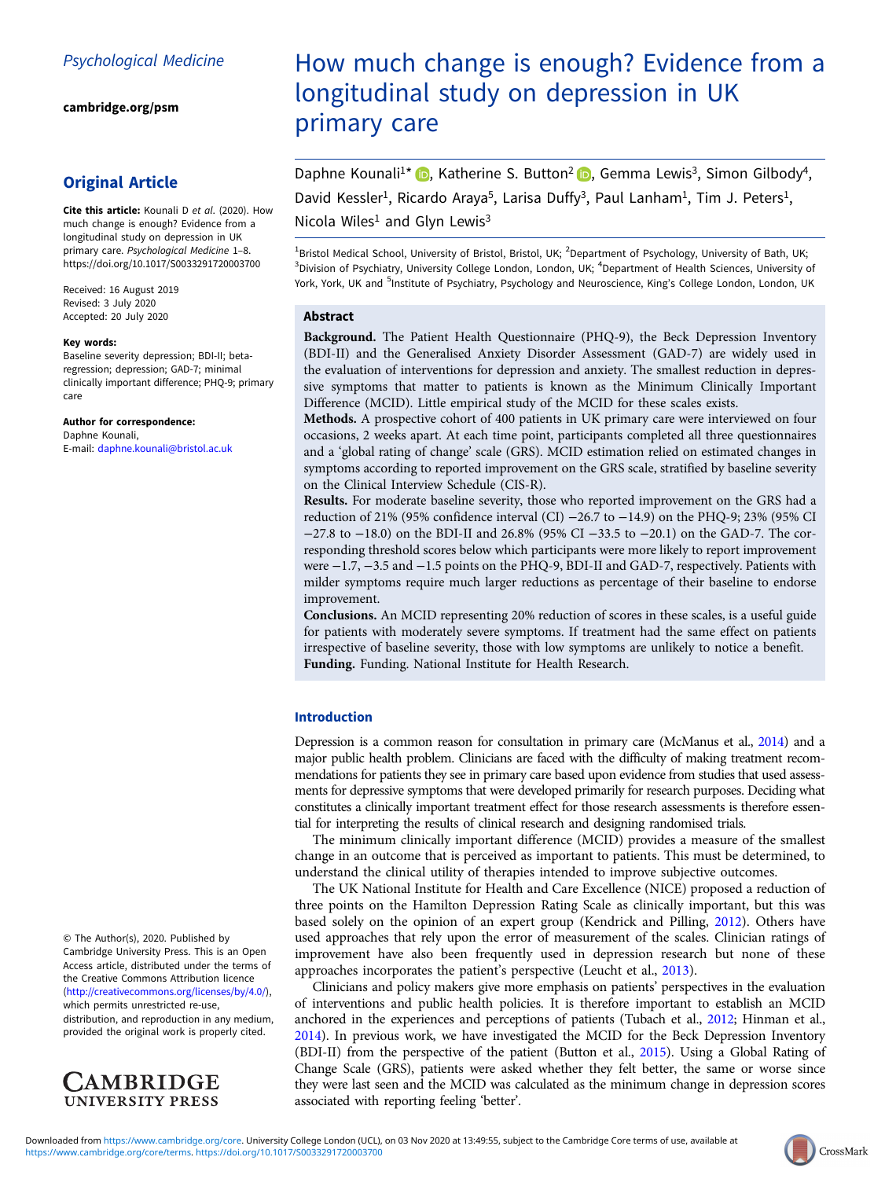Psychological Medicine

cambridge.org/psm

## Original Article

**Cite this article:** Kounali D *et al.* (2020). How much change is enough? Evidence from a longitudinal study on depression in UK primary care. *Psychological Medicine* 1–8. https://doi.org/10.1017/S0033291720003700

Received: 16 August 2019
Revised: 3 July 2020
Accepted: 20 July 2020

**Key words:**
Baseline severity depression; BDI-II; beta-regression; depression; GAD-7; minimal clinically important difference; PHQ-9; primary care

**Author for correspondence:**
Daphne Kounali,
E-mail: daphne.kounali@bristol.ac.uk

© The Author(s), 2020. Published by Cambridge University Press. This is an Open Access article, distributed under the terms of the Creative Commons Attribution licence (http://creativecommons.org/licenses/by/4.0/), which permits unrestricted re-use, distribution, and reproduction in any medium, provided the original work is properly cited.

# How much change is enough? Evidence from a longitudinal study on depression in UK primary care

Daphne Kounali[1]*, Katherine S. Button[2], Gemma Lewis[3], Simon Gilbody[4], David Kessler[1], Ricardo Araya[5], Larisa Duffy[3], Paul Lanham[1], Tim J. Peters[1], Nicola Wiles[1] and Glyn Lewis[3]

[1]Bristol Medical School, University of Bristol, Bristol, UK; [2]Department of Psychology, University of Bath, UK; [3]Division of Psychiatry, University College London, London, UK; [4]Department of Health Sciences, University of York, York, UK and [5]Institute of Psychiatry, Psychology and Neuroscience, King's College London, London, UK

## Abstract

**Background.** The Patient Health Questionnaire (PHQ-9), the Beck Depression Inventory (BDI-II) and the Generalised Anxiety Disorder Assessment (GAD-7) are widely used in the evaluation of interventions for depression and anxiety. The smallest reduction in depressive symptoms that matter to patients is known as the Minimum Clinically Important Difference (MCID). Little empirical study of the MCID for these scales exists.

**Methods.** A prospective cohort of 400 patients in UK primary care were interviewed on four occasions, 2 weeks apart. At each time point, participants completed all three questionnaires and a 'global rating of change' scale (GRS). MCID estimation relied on estimated changes in symptoms according to reported improvement on the GRS scale, stratified by baseline severity on the Clinical Interview Schedule (CIS-R).

**Results.** For moderate baseline severity, those who reported improvement on the GRS had a reduction of 21% (95% confidence interval (CI) −26.7 to −14.9) on the PHQ-9; 23% (95% CI −27.8 to −18.0) on the BDI-II and 26.8% (95% CI −33.5 to −20.1) on the GAD-7. The corresponding threshold scores below which participants were more likely to report improvement were −1.7, −3.5 and −1.5 points on the PHQ-9, BDI-II and GAD-7, respectively. Patients with milder symptoms require much larger reductions as percentage of their baseline to endorse improvement.

**Conclusions.** An MCID representing 20% reduction of scores in these scales, is a useful guide for patients with moderately severe symptoms. If treatment had the same effect on patients irrespective of baseline severity, those with low symptoms are unlikely to notice a benefit.

**Funding.** Funding. National Institute for Health Research.

## Introduction

Depression is a common reason for consultation in primary care (McManus et al., 2014) and a major public health problem. Clinicians are faced with the difficulty of making treatment recommendations for patients they see in primary care based upon evidence from studies that used assessments for depressive symptoms that were developed primarily for research purposes. Deciding what constitutes a clinically important treatment effect for those research assessments is therefore essential for interpreting the results of clinical research and designing randomised trials.

The minimum clinically important difference (MCID) provides a measure of the smallest change in an outcome that is perceived as important to patients. This must be determined, to understand the clinical utility of therapies intended to improve subjective outcomes.

The UK National Institute for Health and Care Excellence (NICE) proposed a reduction of three points on the Hamilton Depression Rating Scale as clinically important, but this was based solely on the opinion of an expert group (Kendrick and Pilling, 2012). Others have used approaches that rely upon the error of measurement of the scales. Clinician ratings of improvement have also been frequently used in depression research but none of these approaches incorporates the patient's perspective (Leucht et al., 2013).

Clinicians and policy makers give more emphasis on patients' perspectives in the evaluation of interventions and public health policies. It is therefore important to establish an MCID anchored in the experiences and perceptions of patients (Tubach et al., 2012; Hinman et al., 2014). In previous work, we have investigated the MCID for the Beck Depression Inventory (BDI-II) from the perspective of the patient (Button et al., 2015). Using a Global Rating of Change Scale (GRS), patients were asked whether they felt better, the same or worse since they were last seen and the MCID was calculated as the minimum change in depression scores associated with reporting feeling 'better'.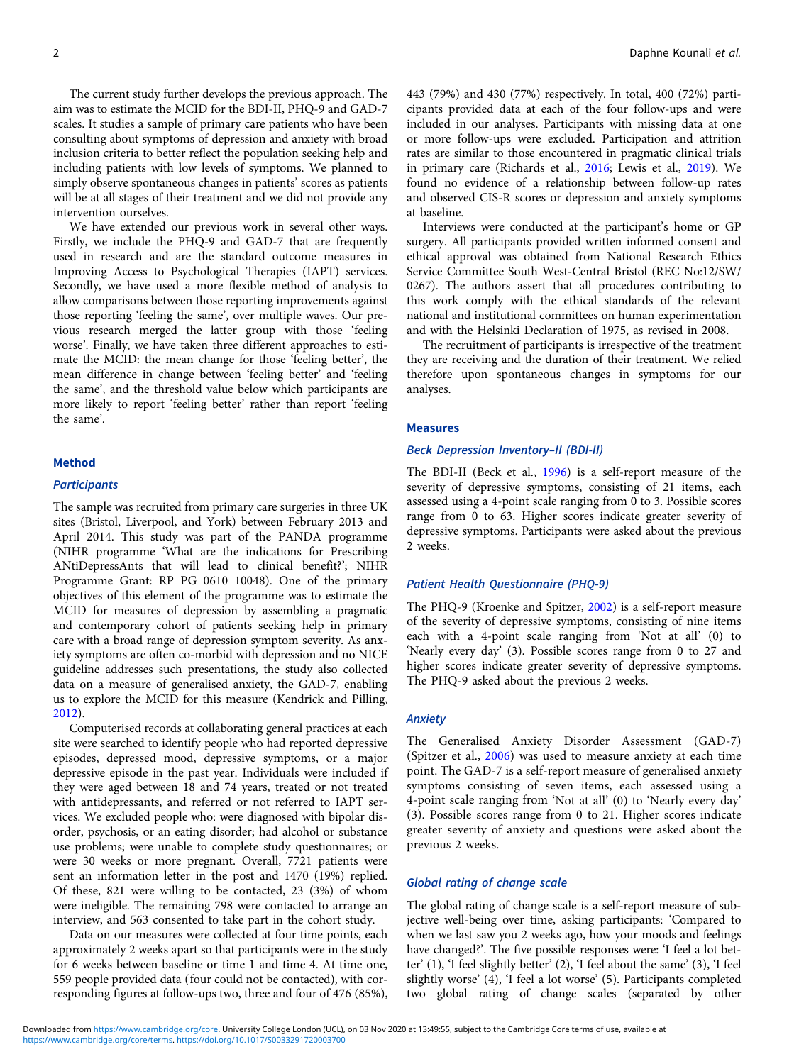The current study further develops the previous approach. The aim was to estimate the MCID for the BDI-II, PHQ-9 and GAD-7 scales. It studies a sample of primary care patients who have been consulting about symptoms of depression and anxiety with broad inclusion criteria to better reflect the population seeking help and including patients with low levels of symptoms. We planned to simply observe spontaneous changes in patients' scores as patients will be at all stages of their treatment and we did not provide any intervention ourselves.

We have extended our previous work in several other ways. Firstly, we include the PHQ-9 and GAD-7 that are frequently used in research and are the standard outcome measures in Improving Access to Psychological Therapies (IAPT) services. Secondly, we have used a more flexible method of analysis to allow comparisons between those reporting improvements against those reporting 'feeling the same', over multiple waves. Our previous research merged the latter group with those 'feeling worse'. Finally, we have taken three different approaches to estimate the MCID: the mean change for those 'feeling better', the mean difference in change between 'feeling better' and 'feeling the same', and the threshold value below which participants are more likely to report 'feeling better' rather than report 'feeling the same'.

## Method

### *Participants*

The sample was recruited from primary care surgeries in three UK sites (Bristol, Liverpool, and York) between February 2013 and April 2014. This study was part of the PANDA programme (NIHR programme 'What are the indications for Prescribing ANtiDepressAnts that will lead to clinical benefit?'; NIHR Programme Grant: RP PG 0610 10048). One of the primary objectives of this element of the programme was to estimate the MCID for measures of depression by assembling a pragmatic and contemporary cohort of patients seeking help in primary care with a broad range of depression symptom severity. As anxiety symptoms are often co-morbid with depression and no NICE guideline addresses such presentations, the study also collected data on a measure of generalised anxiety, the GAD-7, enabling us to explore the MCID for this measure (Kendrick and Pilling, 2012).

Computerised records at collaborating general practices at each site were searched to identify people who had reported depressive episodes, depressed mood, depressive symptoms, or a major depressive episode in the past year. Individuals were included if they were aged between 18 and 74 years, treated or not treated with antidepressants, and referred or not referred to IAPT services. We excluded people who: were diagnosed with bipolar disorder, psychosis, or an eating disorder; had alcohol or substance use problems; were unable to complete study questionnaires; or were 30 weeks or more pregnant. Overall, 7721 patients were sent an information letter in the post and 1470 (19%) replied. Of these, 821 were willing to be contacted, 23 (3%) of whom were ineligible. The remaining 798 were contacted to arrange an interview, and 563 consented to take part in the cohort study.

Data on our measures were collected at four time points, each approximately 2 weeks apart so that participants were in the study for 6 weeks between baseline or time 1 and time 4. At time one, 559 people provided data (four could not be contacted), with corresponding figures at follow-ups two, three and four of 476 (85%), 443 (79%) and 430 (77%) respectively. In total, 400 (72%) participants provided data at each of the four follow-ups and were included in our analyses. Participants with missing data at one or more follow-ups were excluded. Participation and attrition rates are similar to those encountered in pragmatic clinical trials in primary care (Richards et al., 2016; Lewis et al., 2019). We found no evidence of a relationship between follow-up rates and observed CIS-R scores or depression and anxiety symptoms at baseline.

Interviews were conducted at the participant's home or GP surgery. All participants provided written informed consent and ethical approval was obtained from National Research Ethics Service Committee South West-Central Bristol (REC No:12/SW/0267). The authors assert that all procedures contributing to this work comply with the ethical standards of the relevant national and institutional committees on human experimentation and with the Helsinki Declaration of 1975, as revised in 2008.

The recruitment of participants is irrespective of the treatment they are receiving and the duration of their treatment. We relied therefore upon spontaneous changes in symptoms for our analyses.

## Measures

### *Beck Depression Inventory–II (BDI-II)*

The BDI-II (Beck et al., 1996) is a self-report measure of the severity of depressive symptoms, consisting of 21 items, each assessed using a 4-point scale ranging from 0 to 3. Possible scores range from 0 to 63. Higher scores indicate greater severity of depressive symptoms. Participants were asked about the previous 2 weeks.

### *Patient Health Questionnaire (PHQ-9)*

The PHQ-9 (Kroenke and Spitzer, 2002) is a self-report measure of the severity of depressive symptoms, consisting of nine items each with a 4-point scale ranging from 'Not at all' (0) to 'Nearly every day' (3). Possible scores range from 0 to 27 and higher scores indicate greater severity of depressive symptoms. The PHQ-9 asked about the previous 2 weeks.

### *Anxiety*

The Generalised Anxiety Disorder Assessment (GAD-7) (Spitzer et al., 2006) was used to measure anxiety at each time point. The GAD-7 is a self-report measure of generalised anxiety symptoms consisting of seven items, each assessed using a 4-point scale ranging from 'Not at all' (0) to 'Nearly every day' (3). Possible scores range from 0 to 21. Higher scores indicate greater severity of anxiety and questions were asked about the previous 2 weeks.

### *Global rating of change scale*

The global rating of change scale is a self-report measure of subjective well-being over time, asking participants: 'Compared to when we last saw you 2 weeks ago, how your moods and feelings have changed?'. The five possible responses were: 'I feel a lot better' (1), 'I feel slightly better' (2), 'I feel about the same' (3), 'I feel slightly worse' (4), 'I feel a lot worse' (5). Participants completed two global rating of change scales (separated by other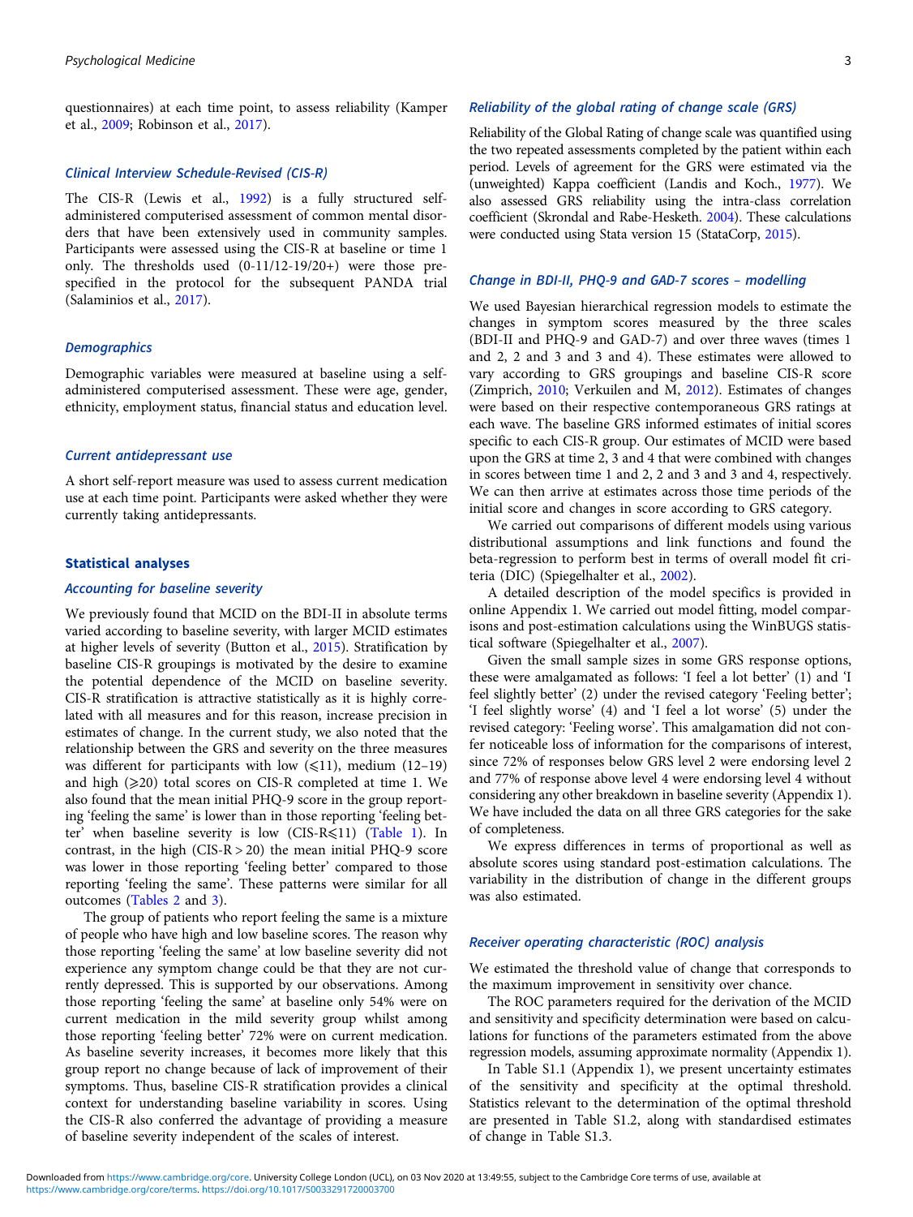questionnaires) at each time point, to assess reliability (Kamper et al., 2009; Robinson et al., 2017).

### Clinical Interview Schedule-Revised (CIS-R)

The CIS-R (Lewis et al., 1992) is a fully structured self-administered computerised assessment of common mental disorders that have been extensively used in community samples. Participants were assessed using the CIS-R at baseline or time 1 only. The thresholds used (0-11/12-19/20+) were those pre-specified in the protocol for the subsequent PANDA trial (Salaminios et al., 2017).

### Demographics

Demographic variables were measured at baseline using a self-administered computerised assessment. These were age, gender, ethnicity, employment status, financial status and education level.

### Current antidepressant use

A short self-report measure was used to assess current medication use at each time point. Participants were asked whether they were currently taking antidepressants.

## Statistical analyses

### Accounting for baseline severity

We previously found that MCID on the BDI-II in absolute terms varied according to baseline severity, with larger MCID estimates at higher levels of severity (Button et al., 2015). Stratification by baseline CIS-R groupings is motivated by the desire to examine the potential dependence of the MCID on baseline severity. CIS-R stratification is attractive statistically as it is highly correlated with all measures and for this reason, increase precision in estimates of change. In the current study, we also noted that the relationship between the GRS and severity on the three measures was different for participants with low ($\leqslant$11), medium (12–19) and high ($\geqslant$20) total scores on CIS-R completed at time 1. We also found that the mean initial PHQ-9 score in the group reporting 'feeling the same' is lower than in those reporting 'feeling better' when baseline severity is low (CIS-R$\leqslant$11) (Table 1). In contrast, in the high (CIS-R > 20) the mean initial PHQ-9 score was lower in those reporting 'feeling better' compared to those reporting 'feeling the same'. These patterns were similar for all outcomes (Tables 2 and 3).

The group of patients who report feeling the same is a mixture of people who have high and low baseline scores. The reason why those reporting 'feeling the same' at low baseline severity did not experience any symptom change could be that they are not currently depressed. This is supported by our observations. Among those reporting 'feeling the same' at baseline only 54% were on current medication in the mild severity group whilst among those reporting 'feeling better' 72% were on current medication. As baseline severity increases, it becomes more likely that this group report no change because of lack of improvement of their symptoms. Thus, baseline CIS-R stratification provides a clinical context for understanding baseline variability in scores. Using the CIS-R also conferred the advantage of providing a measure of baseline severity independent of the scales of interest.

### Reliability of the global rating of change scale (GRS)

Reliability of the Global Rating of change scale was quantified using the two repeated assessments completed by the patient within each period. Levels of agreement for the GRS were estimated via the (unweighted) Kappa coefficient (Landis and Koch., 1977). We also assessed GRS reliability using the intra-class correlation coefficient (Skrondal and Rabe-Hesketh. 2004). These calculations were conducted using Stata version 15 (StataCorp, 2015).

### Change in BDI-II, PHQ-9 and GAD-7 scores – modelling

We used Bayesian hierarchical regression models to estimate the changes in symptom scores measured by the three scales (BDI-II and PHQ-9 and GAD-7) and over three waves (times 1 and 2, 2 and 3 and 3 and 4). These estimates were allowed to vary according to GRS groupings and baseline CIS-R score (Zimprich, 2010; Verkuilen and M, 2012). Estimates of changes were based on their respective contemporaneous GRS ratings at each wave. The baseline GRS informed estimates of initial scores specific to each CIS-R group. Our estimates of MCID were based upon the GRS at time 2, 3 and 4 that were combined with changes in scores between time 1 and 2, 2 and 3 and 3 and 4, respectively. We can then arrive at estimates across those time periods of the initial score and changes in score according to GRS category.

We carried out comparisons of different models using various distributional assumptions and link functions and found the beta-regression to perform best in terms of overall model fit criteria (DIC) (Spiegelhalter et al., 2002).

A detailed description of the model specifics is provided in online Appendix 1. We carried out model fitting, model comparisons and post-estimation calculations using the WinBUGS statistical software (Spiegelhalter et al., 2007).

Given the small sample sizes in some GRS response options, these were amalgamated as follows: 'I feel a lot better' (1) and 'I feel slightly better' (2) under the revised category 'Feeling better'; 'I feel slightly worse' (4) and 'I feel a lot worse' (5) under the revised category: 'Feeling worse'. This amalgamation did not confer noticeable loss of information for the comparisons of interest, since 72% of responses below GRS level 2 were endorsing level 2 and 77% of response above level 4 were endorsing level 4 without considering any other breakdown in baseline severity (Appendix 1). We have included the data on all three GRS categories for the sake of completeness.

We express differences in terms of proportional as well as absolute scores using standard post-estimation calculations. The variability in the distribution of change in the different groups was also estimated.

### Receiver operating characteristic (ROC) analysis

We estimated the threshold value of change that corresponds to the maximum improvement in sensitivity over chance.

The ROC parameters required for the derivation of the MCID and sensitivity and specificity determination were based on calculations for functions of the parameters estimated from the above regression models, assuming approximate normality (Appendix 1).

In Table S1.1 (Appendix 1), we present uncertainty estimates of the sensitivity and specificity at the optimal threshold. Statistics relevant to the determination of the optimal threshold are presented in Table S1.2, along with standardised estimates of change in Table S1.3.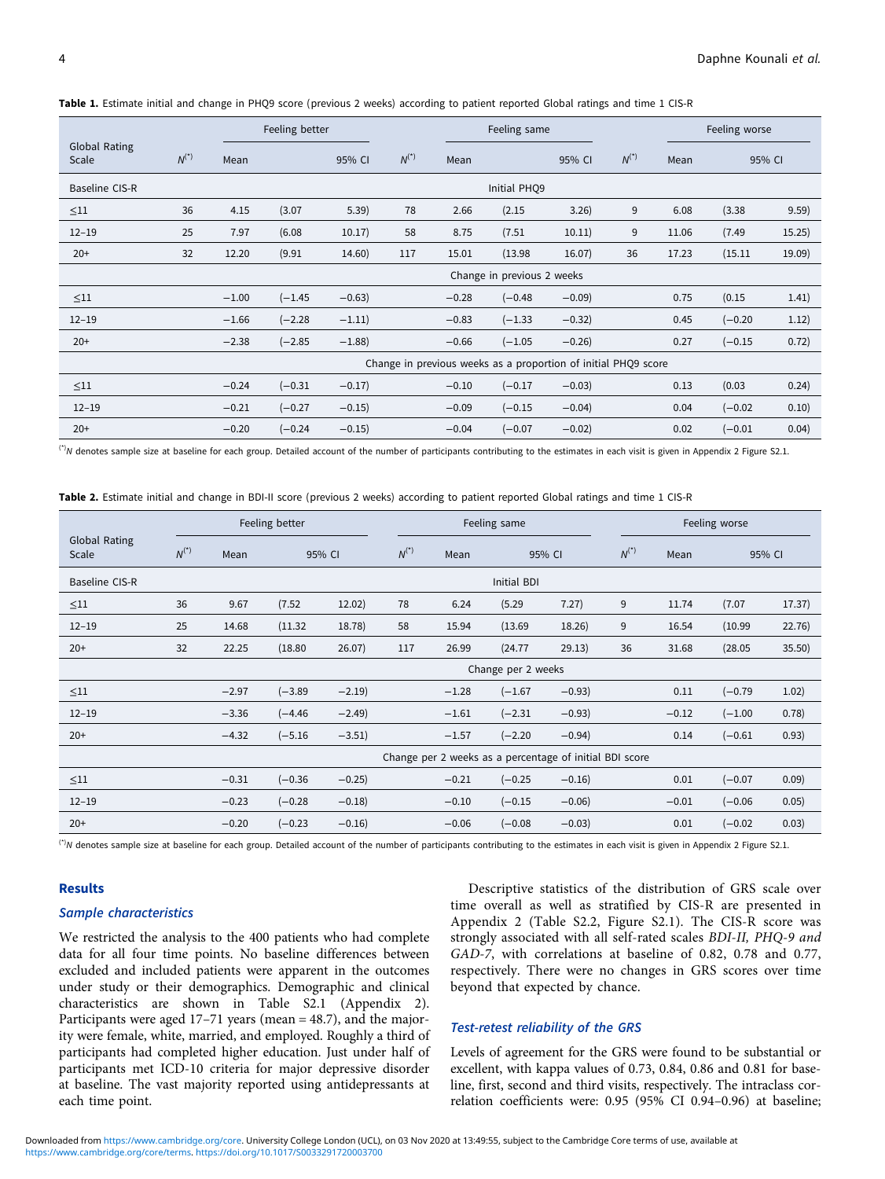**Table 1.** Estimate initial and change in PHQ9 score (previous 2 weeks) according to patient reported Global ratings and time 1 CIS-R

| Global Rating Scale | Feeling better | | | | Feeling same | | | | Feeling worse | | | |
|---|---|---|---|---|---|---|---|---|---|---|---|---|
| | $N^{(*)}$ | Mean | 95% CI | | $N^{(*)}$ | Mean | 95% CI | | $N^{(*)}$ | Mean | 95% CI | |
| Baseline CIS-R | | | | | | Initial PHQ9 | | | | | | |
| ≤11 | 36 | 4.15 | (3.07 | 5.39) | 78 | 2.66 | (2.15 | 3.26) | 9 | 6.08 | (3.38 | 9.59) |
| 12–19 | 25 | 7.97 | (6.08 | 10.17) | 58 | 8.75 | (7.51 | 10.11) | 9 | 11.06 | (7.49 | 15.25) |
| 20+ | 32 | 12.20 | (9.91 | 14.60) | 117 | 15.01 | (13.98 | 16.07) | 36 | 17.23 | (15.11 | 19.09) |
| | | | | | | Change in previous 2 weeks | | | | | | |
| ≤11 | | −1.00 | (−1.45 | −0.63) | | −0.28 | (−0.48 | −0.09) | | 0.75 | (0.15 | 1.41) |
| 12–19 | | −1.66 | (−2.28 | −1.11) | | −0.83 | (−1.33 | −0.32) | | 0.45 | (−0.20 | 1.12) |
| 20+ | | −2.38 | (−2.85 | −1.88) | | −0.66 | (−1.05 | −0.26) | | 0.27 | (−0.15 | 0.72) |
| | | | | | | Change in previous weeks as a proportion of initial PHQ9 score | | | | | | |
| ≤11 | | −0.24 | (−0.31 | −0.17) | | −0.10 | (−0.17 | −0.03) | | 0.13 | (0.03 | 0.24) |
| 12–19 | | −0.21 | (−0.27 | −0.15) | | −0.09 | (−0.15 | −0.04) | | 0.04 | (−0.02 | 0.10) |
| 20+ | | −0.20 | (−0.24 | −0.15) | | −0.04 | (−0.07 | −0.02) | | 0.02 | (−0.01 | 0.04) |

$^{(*)}$N denotes sample size at baseline for each group. Detailed account of the number of participants contributing to the estimates in each visit is given in Appendix 2 Figure S2.1.

**Table 2.** Estimate initial and change in BDI-II score (previous 2 weeks) according to patient reported Global ratings and time 1 CIS-R

| Global Rating Scale | Feeling better | | | | Feeling same | | | | Feeling worse | | | |
|---|---|---|---|---|---|---|---|---|---|---|---|---|
| | $N^{(*)}$ | Mean | 95% CI | | $N^{(*)}$ | Mean | 95% CI | | $N^{(*)}$ | Mean | 95% CI | |
| Baseline CIS-R | | | | | | Initial BDI | | | | | | |
| ≤11 | 36 | 9.67 | (7.52 | 12.02) | 78 | 6.24 | (5.29 | 7.27) | 9 | 11.74 | (7.07 | 17.37) |
| 12–19 | 25 | 14.68 | (11.32 | 18.78) | 58 | 15.94 | (13.69 | 18.26) | 9 | 16.54 | (10.99 | 22.76) |
| 20+ | 32 | 22.25 | (18.80 | 26.07) | 117 | 26.99 | (24.77 | 29.13) | 36 | 31.68 | (28.05 | 35.50) |
| | | | | | | Change per 2 weeks | | | | | | |
| ≤11 | | −2.97 | (−3.89 | −2.19) | | −1.28 | (−1.67 | −0.93) | | 0.11 | (−0.79 | 1.02) |
| 12–19 | | −3.36 | (−4.46 | −2.49) | | −1.61 | (−2.31 | −0.93) | | −0.12 | (−1.00 | 0.78) |
| 20+ | | −4.32 | (−5.16 | −3.51) | | −1.57 | (−2.20 | −0.94) | | 0.14 | (−0.61 | 0.93) |
| | | | | | | Change per 2 weeks as a percentage of initial BDI score | | | | | | |
| ≤11 | | −0.31 | (−0.36 | −0.25) | | −0.21 | (−0.25 | −0.16) | | 0.01 | (−0.07 | 0.09) |
| 12–19 | | −0.23 | (−0.28 | −0.18) | | −0.10 | (−0.15 | −0.06) | | −0.01 | (−0.06 | 0.05) |
| 20+ | | −0.20 | (−0.23 | −0.16) | | −0.06 | (−0.08 | −0.03) | | 0.01 | (−0.02 | 0.03) |

$^{(*)}$N denotes sample size at baseline for each group. Detailed account of the number of participants contributing to the estimates in each visit is given in Appendix 2 Figure S2.1.

## Results

### Sample characteristics

We restricted the analysis to the 400 patients who had complete data for all four time points. No baseline differences between excluded and included patients were apparent in the outcomes under study or their demographics. Demographic and clinical characteristics are shown in Table S2.1 (Appendix 2). Participants were aged 17–71 years (mean = 48.7), and the majority were female, white, married, and employed. Roughly a third of participants had completed higher education. Just under half of participants met ICD-10 criteria for major depressive disorder at baseline. The vast majority reported using antidepressants at each time point.

Descriptive statistics of the distribution of GRS scale over time overall as well as stratified by CIS-R are presented in Appendix 2 (Table S2.2, Figure S2.1). The CIS-R score was strongly associated with all self-rated scales *BDI-II, PHQ-9 and GAD-7*, with correlations at baseline of 0.82, 0.78 and 0.77, respectively. There were no changes in GRS scores over time beyond that expected by chance.

### Test-retest reliability of the GRS

Levels of agreement for the GRS were found to be substantial or excellent, with kappa values of 0.73, 0.84, 0.86 and 0.81 for baseline, first, second and third visits, respectively. The intraclass correlation coefficients were: 0.95 (95% CI 0.94–0.96) at baseline;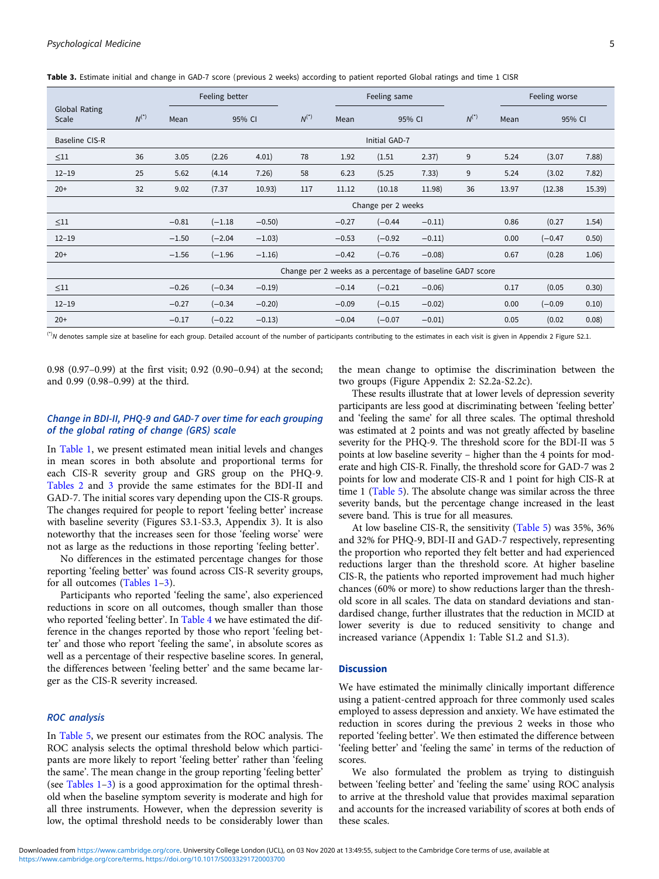**Table 3.** Estimate initial and change in GAD-7 score (previous 2 weeks) according to patient reported Global ratings and time 1 CISR

| Global Rating Scale | Feeling better | | | | Feeling same | | | | Feeling worse | | | |
|---|---|---|---|---|---|---|---|---|---|---|---|---|
| | $N^{(*)}$ | Mean | 95% CI | | $N^{(*)}$ | Mean | 95% CI | | $N^{(*)}$ | Mean | 95% CI | |
| Baseline CIS-R | Initial GAD-7 | | | | | | | | | | | |
| ≤11 | 36 | 3.05 | (2.26 | 4.01) | 78 | 1.92 | (1.51 | 2.37) | 9 | 5.24 | (3.07 | 7.88) |
| 12–19 | 25 | 5.62 | (4.14 | 7.26) | 58 | 6.23 | (5.25 | 7.33) | 9 | 5.24 | (3.02 | 7.82) |
| 20+ | 32 | 9.02 | (7.37 | 10.93) | 117 | 11.12 | (10.18 | 11.98) | 36 | 13.97 | (12.38 | 15.39) |
| | Change per 2 weeks | | | | | | | | | | | |
| ≤11 | | −0.81 | (−1.18 | −0.50) | | −0.27 | (−0.44 | −0.11) | | 0.86 | (0.27 | 1.54) |
| 12–19 | | −1.50 | (−2.04 | −1.03) | | −0.53 | (−0.92 | −0.11) | | 0.00 | (−0.47 | 0.50) |
| 20+ | | −1.56 | (−1.96 | −1.16) | | −0.42 | (−0.76 | −0.08) | | 0.67 | (0.28 | 1.06) |
| | Change per 2 weeks as a percentage of baseline GAD7 score | | | | | | | | | | | |
| ≤11 | | −0.26 | (−0.34 | −0.19) | | −0.14 | (−0.21 | −0.06) | | 0.17 | (0.05 | 0.30) |
| 12–19 | | −0.27 | (−0.34 | −0.20) | | −0.09 | (−0.15 | −0.02) | | 0.00 | (−0.09 | 0.10) |
| 20+ | | −0.17 | (−0.22 | −0.13) | | −0.04 | (−0.07 | −0.01) | | 0.05 | (0.02 | 0.08) |

(*)N denotes sample size at baseline for each group. Detailed account of the number of participants contributing to the estimates in each visit is given in Appendix 2 Figure S2.1.

0.98 (0.97–0.99) at the first visit; 0.92 (0.90–0.94) at the second; and 0.99 (0.98–0.99) at the third.

### Change in BDI-II, PHQ-9 and GAD-7 over time for each grouping of the global rating of change (GRS) scale

In Table 1, we present estimated mean initial levels and changes in mean scores in both absolute and proportional terms for each CIS-R severity group and GRS group on the PHQ-9. Tables 2 and 3 provide the same estimates for the BDI-II and GAD-7. The initial scores vary depending upon the CIS-R groups. The changes required for people to report 'feeling better' increase with baseline severity (Figures S3.1-S3.3, Appendix 3). It is also noteworthy that the increases seen for those 'feeling worse' were not as large as the reductions in those reporting 'feeling better'.

No differences in the estimated percentage changes for those reporting 'feeling better' was found across CIS-R severity groups, for all outcomes (Tables 1–3).

Participants who reported 'feeling the same', also experienced reductions in score on all outcomes, though smaller than those who reported 'feeling better'. In Table 4 we have estimated the difference in the changes reported by those who report 'feeling better' and those who report 'feeling the same', in absolute scores as well as a percentage of their respective baseline scores. In general, the differences between 'feeling better' and the same became larger as the CIS-R severity increased.

### ROC analysis

In Table 5, we present our estimates from the ROC analysis. The ROC analysis selects the optimal threshold below which participants are more likely to report 'feeling better' rather than 'feeling the same'. The mean change in the group reporting 'feeling better' (see Tables 1–3) is a good approximation for the optimal threshold when the baseline symptom severity is moderate and high for all three instruments. However, when the depression severity is low, the optimal threshold needs to be considerably lower than the mean change to optimise the discrimination between the two groups (Figure Appendix 2: S2.2a-S2.2c).

These results illustrate that at lower levels of depression severity participants are less good at discriminating between 'feeling better' and 'feeling the same' for all three scales. The optimal threshold was estimated at 2 points and was not greatly affected by baseline severity for the PHQ-9. The threshold score for the BDI-II was 5 points at low baseline severity – higher than the 4 points for moderate and high CIS-R. Finally, the threshold score for GAD-7 was 2 points for low and moderate CIS-R and 1 point for high CIS-R at time 1 (Table 5). The absolute change was similar across the three severity bands, but the percentage change increased in the least severe band. This is true for all measures.

At low baseline CIS-R, the sensitivity (Table 5) was 35%, 36% and 32% for PHQ-9, BDI-II and GAD-7 respectively, representing the proportion who reported they felt better and had experienced reductions larger than the threshold score. At higher baseline CIS-R, the patients who reported improvement had much higher chances (60% or more) to show reductions larger than the threshold score in all scales. The data on standard deviations and standardised change, further illustrates that the reduction in MCID at lower severity is due to reduced sensitivity to change and increased variance (Appendix 1: Table S1.2 and S1.3).

## Discussion

We have estimated the minimally clinically important difference using a patient-centred approach for three commonly used scales employed to assess depression and anxiety. We have estimated the reduction in scores during the previous 2 weeks in those who reported 'feeling better'. We then estimated the difference between 'feeling better' and 'feeling the same' in terms of the reduction of scores.

We also formulated the problem as trying to distinguish between 'feeling better' and 'feeling the same' using ROC analysis to arrive at the threshold value that provides maximal separation and accounts for the increased variability of scores at both ends of these scales.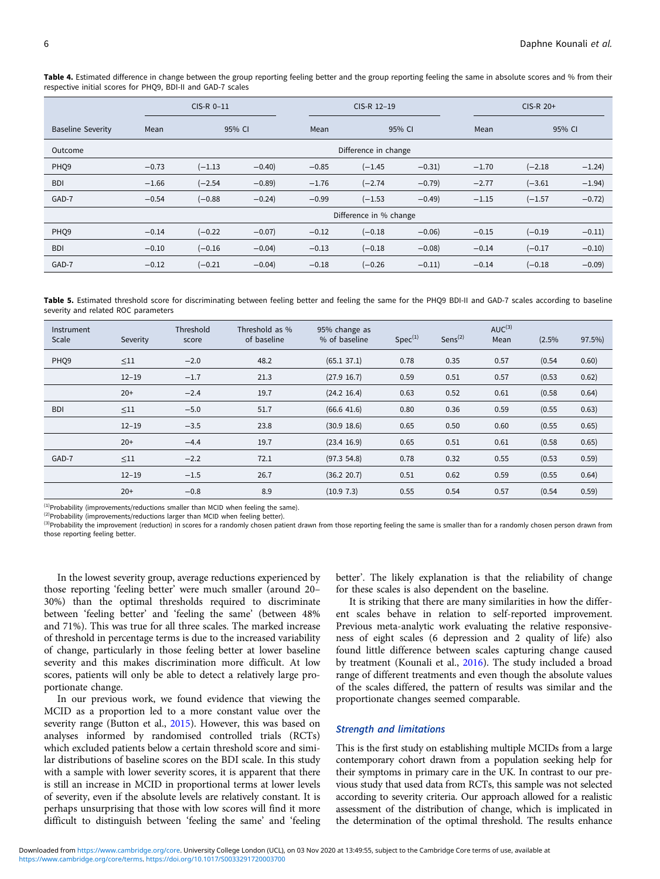**Table 4.** Estimated difference in change between the group reporting feeling better and the group reporting feeling the same in absolute scores and % from their respective initial scores for PHQ9, BDI-II and GAD-7 scales

| Baseline Severity | CIS-R 0–11 | | | CIS-R 12–19 | | | CIS-R 20+ | | |
|---|---|---|---|---|---|---|---|---|---|
| | Mean | 95% CI | | Mean | 95% CI | | Mean | 95% CI | |
| Outcome | Difference in change | | | | | | | | |
| PHQ9 | −0.73 | (−1.13 | −0.40) | −0.85 | (−1.45 | −0.31) | −1.70 | (−2.18 | −1.24) |
| BDI | −1.66 | (−2.54 | −0.89) | −1.76 | (−2.74 | −0.79) | −2.77 | (−3.61 | −1.94) |
| GAD-7 | −0.54 | (−0.88 | −0.24) | −0.99 | (−1.53 | −0.49) | −1.15 | (−1.57 | −0.72) |
| | Difference in % change | | | | | | | | |
| PHQ9 | −0.14 | (−0.22 | −0.07) | −0.12 | (−0.18 | −0.06) | −0.15 | (−0.19 | −0.11) |
| BDI | −0.10 | (−0.16 | −0.04) | −0.13 | (−0.18 | −0.08) | −0.14 | (−0.17 | −0.10) |
| GAD-7 | −0.12 | (−0.21 | −0.04) | −0.18 | (−0.26 | −0.11) | −0.14 | (−0.18 | −0.09) |

**Table 5.** Estimated threshold score for discriminating between feeling better and feeling the same for the PHQ9 BDI-II and GAD-7 scales according to baseline severity and related ROC parameters

| Instrument Scale | Severity | Threshold score | Threshold as % of baseline | 95% change as % of baseline | Spec[(1)] | Sens[(2)] | AUC[(3)] Mean | (2.5% | 97.5%) |
|---|---|---|---|---|---|---|---|---|---|
| PHQ9 | ≤11 | −2.0 | 48.2 | (65.1 37.1) | 0.78 | 0.35 | 0.57 | (0.54 | 0.60) |
| | 12–19 | −1.7 | 21.3 | (27.9 16.7) | 0.59 | 0.51 | 0.57 | (0.53 | 0.62) |
| | 20+ | −2.4 | 19.7 | (24.2 16.4) | 0.63 | 0.52 | 0.61 | (0.58 | 0.64) |
| BDI | ≤11 | −5.0 | 51.7 | (66.6 41.6) | 0.80 | 0.36 | 0.59 | (0.55 | 0.63) |
| | 12–19 | −3.5 | 23.8 | (30.9 18.6) | 0.65 | 0.50 | 0.60 | (0.55 | 0.65) |
| | 20+ | −4.4 | 19.7 | (23.4 16.9) | 0.65 | 0.51 | 0.61 | (0.58 | 0.65) |
| GAD-7 | ≤11 | −2.2 | 72.1 | (97.3 54.8) | 0.78 | 0.32 | 0.55 | (0.53 | 0.59) |
| | 12–19 | −1.5 | 26.7 | (36.2 20.7) | 0.51 | 0.62 | 0.59 | (0.55 | 0.64) |
| | 20+ | −0.8 | 8.9 | (10.9 7.3) | 0.55 | 0.54 | 0.57 | (0.54 | 0.59) |

[(1)]Probability (improvements/reductions smaller than MCID when feeling the same).
[(2)]Probability (improvements/reductions larger than MCID when feeling better).
[(3)]Probability the improvement (reduction) in scores for a randomly chosen patient drawn from those reporting feeling the same is smaller than for a randomly chosen person drawn from those reporting feeling better.

In the lowest severity group, average reductions experienced by those reporting 'feeling better' were much smaller (around 20–30%) than the optimal thresholds required to discriminate between 'feeling better' and 'feeling the same' (between 48% and 71%). This was true for all three scales. The marked increase of threshold in percentage terms is due to the increased variability of change, particularly in those feeling better at lower baseline severity and this makes discrimination more difficult. At low scores, patients will only be able to detect a relatively large proportionate change.

In our previous work, we found evidence that viewing the MCID as a proportion led to a more constant value over the severity range (Button et al., 2015). However, this was based on analyses informed by randomised controlled trials (RCTs) which excluded patients below a certain threshold score and similar distributions of baseline scores on the BDI scale. In this study with a sample with lower severity scores, it is apparent that there is still an increase in MCID in proportional terms at lower levels of severity, even if the absolute levels are relatively constant. It is perhaps unsurprising that those with low scores will find it more difficult to distinguish between 'feeling the same' and 'feeling better'. The likely explanation is that the reliability of change for these scales is also dependent on the baseline.

It is striking that there are many similarities in how the different scales behave in relation to self-reported improvement. Previous meta-analytic work evaluating the relative responsiveness of eight scales (6 depression and 2 quality of life) also found little difference between scales capturing change caused by treatment (Kounali et al., 2016). The study included a broad range of different treatments and even though the absolute values of the scales differed, the pattern of results was similar and the proportionate changes seemed comparable.

### Strength and limitations

This is the first study on establishing multiple MCIDs from a large contemporary cohort drawn from a population seeking help for their symptoms in primary care in the UK. In contrast to our previous study that used data from RCTs, this sample was not selected according to severity criteria. Our approach allowed for a realistic assessment of the distribution of change, which is implicated in the determination of the optimal threshold. The results enhance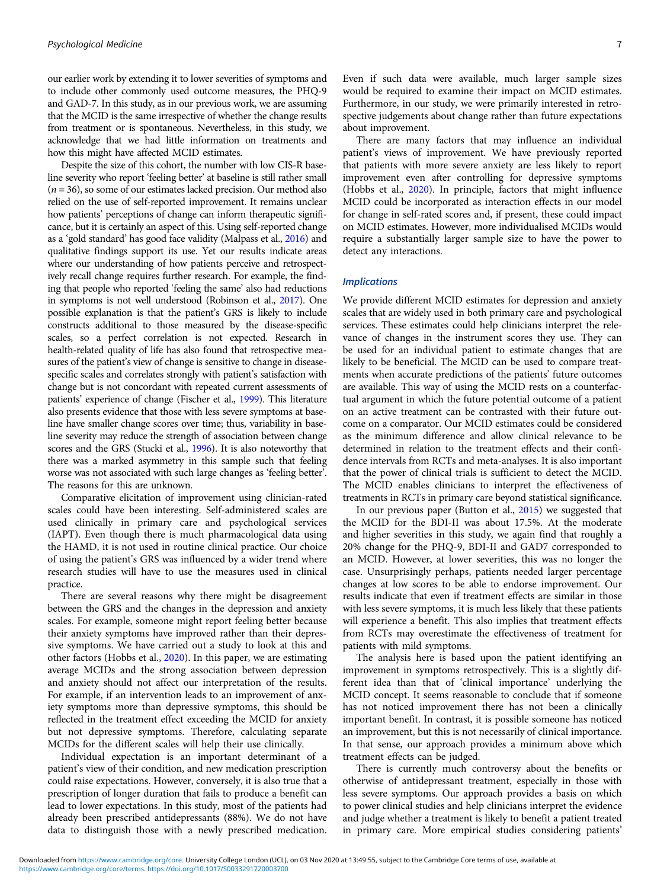our earlier work by extending it to lower severities of symptoms and to include other commonly used outcome measures, the PHQ-9 and GAD-7. In this study, as in our previous work, we are assuming that the MCID is the same irrespective of whether the change results from treatment or is spontaneous. Nevertheless, in this study, we acknowledge that we had little information on treatments and how this might have affected MCID estimates.

Despite the size of this cohort, the number with low CIS-R baseline severity who report 'feeling better' at baseline is still rather small ($n = 36$), so some of our estimates lacked precision. Our method also relied on the use of self-reported improvement. It remains unclear how patients' perceptions of change can inform therapeutic significance, but it is certainly an aspect of this. Using self-reported change as a 'gold standard' has good face validity (Malpass et al., 2016) and qualitative findings support its use. Yet our results indicate areas where our understanding of how patients perceive and retrospectively recall change requires further research. For example, the finding that people who reported 'feeling the same' also had reductions in symptoms is not well understood (Robinson et al., 2017). One possible explanation is that the patient's GRS is likely to include constructs additional to those measured by the disease-specific scales, so a perfect correlation is not expected. Research in health-related quality of life has also found that retrospective measures of the patient's view of change is sensitive to change in disease-specific scales and correlates strongly with patient's satisfaction with change but is not concordant with repeated current assessments of patients' experience of change (Fischer et al., 1999). This literature also presents evidence that those with less severe symptoms at baseline have smaller change scores over time; thus, variability in baseline severity may reduce the strength of association between change scores and the GRS (Stucki et al., 1996). It is also noteworthy that there was a marked asymmetry in this sample such that feeling worse was not associated with such large changes as 'feeling better'. The reasons for this are unknown.

Comparative elicitation of improvement using clinician-rated scales could have been interesting. Self-administered scales are used clinically in primary care and psychological services (IAPT). Even though there is much pharmacological data using the HAMD, it is not used in routine clinical practice. Our choice of using the patient's GRS was influenced by a wider trend where research studies will have to use the measures used in clinical practice.

There are several reasons why there might be disagreement between the GRS and the changes in the depression and anxiety scales. For example, someone might report feeling better because their anxiety symptoms have improved rather than their depressive symptoms. We have carried out a study to look at this and other factors (Hobbs et al., 2020). In this paper, we are estimating average MCIDs and the strong association between depression and anxiety should not affect our interpretation of the results. For example, if an intervention leads to an improvement of anxiety symptoms more than depressive symptoms, this should be reflected in the treatment effect exceeding the MCID for anxiety but not depressive symptoms. Therefore, calculating separate MCIDs for the different scales will help their use clinically.

Individual expectation is an important determinant of a patient's view of their condition, and new medication prescription could raise expectations. However, conversely, it is also true that a prescription of longer duration that fails to produce a benefit can lead to lower expectations. In this study, most of the patients had already been prescribed antidepressants (88%). We do not have data to distinguish those with a newly prescribed medication. Even if such data were available, much larger sample sizes would be required to examine their impact on MCID estimates. Furthermore, in our study, we were primarily interested in retrospective judgements about change rather than future expectations about improvement.

There are many factors that may influence an individual patient's views of improvement. We have previously reported that patients with more severe anxiety are less likely to report improvement even after controlling for depressive symptoms (Hobbs et al., 2020). In principle, factors that might influence MCID could be incorporated as interaction effects in our model for change in self-rated scores and, if present, these could impact on MCID estimates. However, more individualised MCIDs would require a substantially larger sample size to have the power to detect any interactions.

### *Implications*

We provide different MCID estimates for depression and anxiety scales that are widely used in both primary care and psychological services. These estimates could help clinicians interpret the relevance of changes in the instrument scores they use. They can be used for an individual patient to estimate changes that are likely to be beneficial. The MCID can be used to compare treatments when accurate predictions of the patients' future outcomes are available. This way of using the MCID rests on a counterfactual argument in which the future potential outcome of a patient on an active treatment can be contrasted with their future outcome on a comparator. Our MCID estimates could be considered as the minimum difference and allow clinical relevance to be determined in relation to the treatment effects and their confidence intervals from RCTs and meta-analyses. It is also important that the power of clinical trials is sufficient to detect the MCID. The MCID enables clinicians to interpret the effectiveness of treatments in RCTs in primary care beyond statistical significance.

In our previous paper (Button et al., 2015) we suggested that the MCID for the BDI-II was about 17.5%. At the moderate and higher severities in this study, we again find that roughly a 20% change for the PHQ-9, BDI-II and GAD7 corresponded to an MCID. However, at lower severities, this was no longer the case. Unsurprisingly perhaps, patients needed larger percentage changes at low scores to be able to endorse improvement. Our results indicate that even if treatment effects are similar in those with less severe symptoms, it is much less likely that these patients will experience a benefit. This also implies that treatment effects from RCTs may overestimate the effectiveness of treatment for patients with mild symptoms.

The analysis here is based upon the patient identifying an improvement in symptoms retrospectively. This is a slightly different idea than that of 'clinical importance' underlying the MCID concept. It seems reasonable to conclude that if someone has not noticed improvement there has not been a clinically important benefit. In contrast, it is possible someone has noticed an improvement, but this is not necessarily of clinical importance. In that sense, our approach provides a minimum above which treatment effects can be judged.

There is currently much controversy about the benefits or otherwise of antidepressant treatment, especially in those with less severe symptoms. Our approach provides a basis on which to power clinical studies and help clinicians interpret the evidence and judge whether a treatment is likely to benefit a patient treated in primary care. More empirical studies considering patients'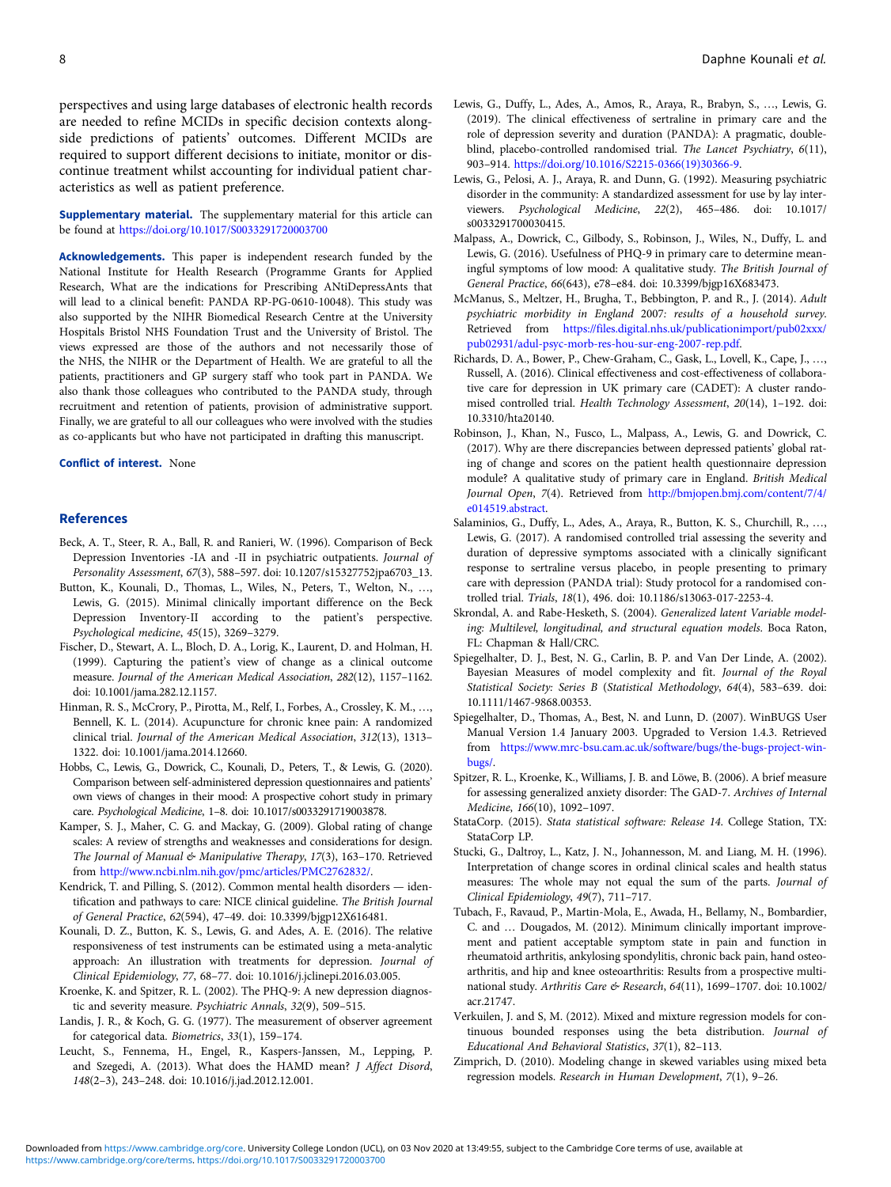perspectives and using large databases of electronic health records are needed to refine MCIDs in specific decision contexts alongside predictions of patients' outcomes. Different MCIDs are required to support different decisions to initiate, monitor or discontinue treatment whilst accounting for individual patient characteristics as well as patient preference.

**Supplementary material.** The supplementary material for this article can be found at https://doi.org/10.1017/S0033291720003700

**Acknowledgements.** This paper is independent research funded by the National Institute for Health Research (Programme Grants for Applied Research, What are the indications for Prescribing ANtiDepressAnts that will lead to a clinical benefit: PANDA RP-PG-0610-10048). This study was also supported by the NIHR Biomedical Research Centre at the University Hospitals Bristol NHS Foundation Trust and the University of Bristol. The views expressed are those of the authors and not necessarily those of the NHS, the NIHR or the Department of Health. We are grateful to all the patients, practitioners and GP surgery staff who took part in PANDA. We also thank those colleagues who contributed to the PANDA study, through recruitment and retention of patients, provision of administrative support. Finally, we are grateful to all our colleagues who were involved with the studies as co-applicants but who have not participated in drafting this manuscript.

**Conflict of interest.** None

## References

Beck, A. T., Steer, R. A., Ball, R. and Ranieri, W. (1996). Comparison of Beck Depression Inventories -IA and -II in psychiatric outpatients. *Journal of Personality Assessment*, *67*(3), 588–597. doi: 10.1207/s15327752jpa6703_13.

Button, K., Kounali, D., Thomas, L., Wiles, N., Peters, T., Welton, N., …, Lewis, G. (2015). Minimal clinically important difference on the Beck Depression Inventory-II according to the patient's perspective. *Psychological medicine*, *45*(15), 3269–3279.

Fischer, D., Stewart, A. L., Bloch, D. A., Lorig, K., Laurent, D. and Holman, H. (1999). Capturing the patient's view of change as a clinical outcome measure. *Journal of the American Medical Association*, *282*(12), 1157–1162. doi: 10.1001/jama.282.12.1157.

Hinman, R. S., McCrory, P., Pirotta, M., Relf, I., Forbes, A., Crossley, K. M., …, Bennell, K. L. (2014). Acupuncture for chronic knee pain: A randomized clinical trial. *Journal of the American Medical Association*, *312*(13), 1313–1322. doi: 10.1001/jama.2014.12660.

Hobbs, C., Lewis, G., Dowrick, C., Kounali, D., Peters, T., & Lewis, G. (2020). Comparison between self-administered depression questionnaires and patients' own views of changes in their mood: A prospective cohort study in primary care. *Psychological Medicine*, 1–8. doi: 10.1017/s0033291719003878.

Kamper, S. J., Maher, C. G. and Mackay, G. (2009). Global rating of change scales: A review of strengths and weaknesses and considerations for design. *The Journal of Manual & Manipulative Therapy*, *17*(3), 163–170. Retrieved from http://www.ncbi.nlm.nih.gov/pmc/articles/PMC2762832/.

Kendrick, T. and Pilling, S. (2012). Common mental health disorders — identification and pathways to care: NICE clinical guideline. *The British Journal of General Practice*, *62*(594), 47–49. doi: 10.3399/bjgp12X616481.

Kounali, D. Z., Button, K. S., Lewis, G. and Ades, A. E. (2016). The relative responsiveness of test instruments can be estimated using a meta-analytic approach: An illustration with treatments for depression. *Journal of Clinical Epidemiology*, *77*, 68–77. doi: 10.1016/j.jclinepi.2016.03.005.

Kroenke, K. and Spitzer, R. L. (2002). The PHQ-9: A new depression diagnostic and severity measure. *Psychiatric Annals*, *32*(9), 509–515.

Landis, J. R., & Koch, G. G. (1977). The measurement of observer agreement for categorical data. *Biometrics*, *33*(1), 159–174.

Leucht, S., Fennema, H., Engel, R., Kaspers-Janssen, M., Lepping, P. and Szegedi, A. (2013). What does the HAMD mean? *J Affect Disord*, *148*(2–3), 243–248. doi: 10.1016/j.jad.2012.12.001.

Lewis, G., Duffy, L., Ades, A., Amos, R., Araya, R., Brabyn, S., …, Lewis, G. (2019). The clinical effectiveness of sertraline in primary care and the role of depression severity and duration (PANDA): A pragmatic, double-blind, placebo-controlled randomised trial. *The Lancet Psychiatry*, *6*(11), 903–914. https://doi.org/10.1016/S2215-0366(19)30366-9.

Lewis, G., Pelosi, A. J., Araya, R. and Dunn, G. (1992). Measuring psychiatric disorder in the community: A standardized assessment for use by lay interviewers. *Psychological Medicine*, *22*(2), 465–486. doi: 10.1017/s0033291700030415.

Malpass, A., Dowrick, C., Gilbody, S., Robinson, J., Wiles, N., Duffy, L. and Lewis, G. (2016). Usefulness of PHQ-9 in primary care to determine meaningful symptoms of low mood: A qualitative study. *The British Journal of General Practice*, *66*(643), e78–e84. doi: 10.3399/bjgp16X683473.

McManus, S., Meltzer, H., Brugha, T., Bebbington, P. and R., J. (2014). *Adult psychiatric morbidity in England 2007: results of a household survey*. Retrieved from https://files.digital.nhs.uk/publicationimport/pub02xxx/pub02931/adul-psyc-morb-res-hou-sur-eng-2007-rep.pdf.

Richards, D. A., Bower, P., Chew-Graham, C., Gask, L., Lovell, K., Cape, J., …, Russell, A. (2016). Clinical effectiveness and cost-effectiveness of collaborative care for depression in UK primary care (CADET): A cluster randomised controlled trial. *Health Technology Assessment*, *20*(14), 1–192. doi: 10.3310/hta20140.

Robinson, J., Khan, N., Fusco, L., Malpass, A., Lewis, G. and Dowrick, C. (2017). Why are there discrepancies between depressed patients' global rating of change and scores on the patient health questionnaire depression module? A qualitative study of primary care in England. *British Medical Journal Open*, *7*(4). Retrieved from http://bmjopen.bmj.com/content/7/4/e014519.abstract.

Salaminios, G., Duffy, L., Ades, A., Araya, R., Button, K. S., Churchill, R., …, Lewis, G. (2017). A randomised controlled trial assessing the severity and duration of depressive symptoms associated with a clinically significant response to sertraline versus placebo, in people presenting to primary care with depression (PANDA trial): Study protocol for a randomised controlled trial. *Trials*, *18*(1), 496. doi: 10.1186/s13063-017-2253-4.

Skrondal, A. and Rabe-Hesketh, S. (2004). *Generalized latent Variable modeling: Multilevel, longitudinal, and structural equation models*. Boca Raton, FL: Chapman & Hall/CRC.

Spiegelhalter, D. J., Best, N. G., Carlin, B. P. and Van Der Linde, A. (2002). Bayesian Measures of model complexity and fit. *Journal of the Royal Statistical Society: Series B (Statistical Methodology*, *64*(4), 583–639. doi: 10.1111/1467-9868.00353.

Spiegelhalter, D., Thomas, A., Best, N. and Lunn, D. (2007). WinBUGS User Manual Version 1.4 January 2003. Upgraded to Version 1.4.3. Retrieved from https://www.mrc-bsu.cam.ac.uk/software/bugs/the-bugs-project-win-bugs/.

Spitzer, R. L., Kroenke, K., Williams, J. B. and Löwe, B. (2006). A brief measure for assessing generalized anxiety disorder: The GAD-7. *Archives of Internal Medicine*, *166*(10), 1092–1097.

StataCorp. (2015). *Stata statistical software: Release 14*. College Station, TX: StataCorp LP.

Stucki, G., Daltroy, L., Katz, J. N., Johannesson, M. and Liang, M. H. (1996). Interpretation of change scores in ordinal clinical scales and health status measures: The whole may not equal the sum of the parts. *Journal of Clinical Epidemiology*, *49*(7), 711–717.

Tubach, F., Ravaud, P., Martin-Mola, E., Awada, H., Bellamy, N., Bombardier, C. and … Dougados, M. (2012). Minimum clinically important improvement and patient acceptable symptom state in pain and function in rheumatoid arthritis, ankylosing spondylitis, chronic back pain, hand osteoarthritis, and hip and knee osteoarthritis: Results from a prospective multinational study. *Arthritis Care & Research*, *64*(11), 1699–1707. doi: 10.1002/acr.21747.

Verkuilen, J. and S, M. (2012). Mixed and mixture regression models for continuous bounded responses using the beta distribution. *Journal of Educational And Behavioral Statistics*, *37*(1), 82–113.

Zimprich, D. (2010). Modeling change in skewed variables using mixed beta regression models. *Research in Human Development*, *7*(1), 9–26.